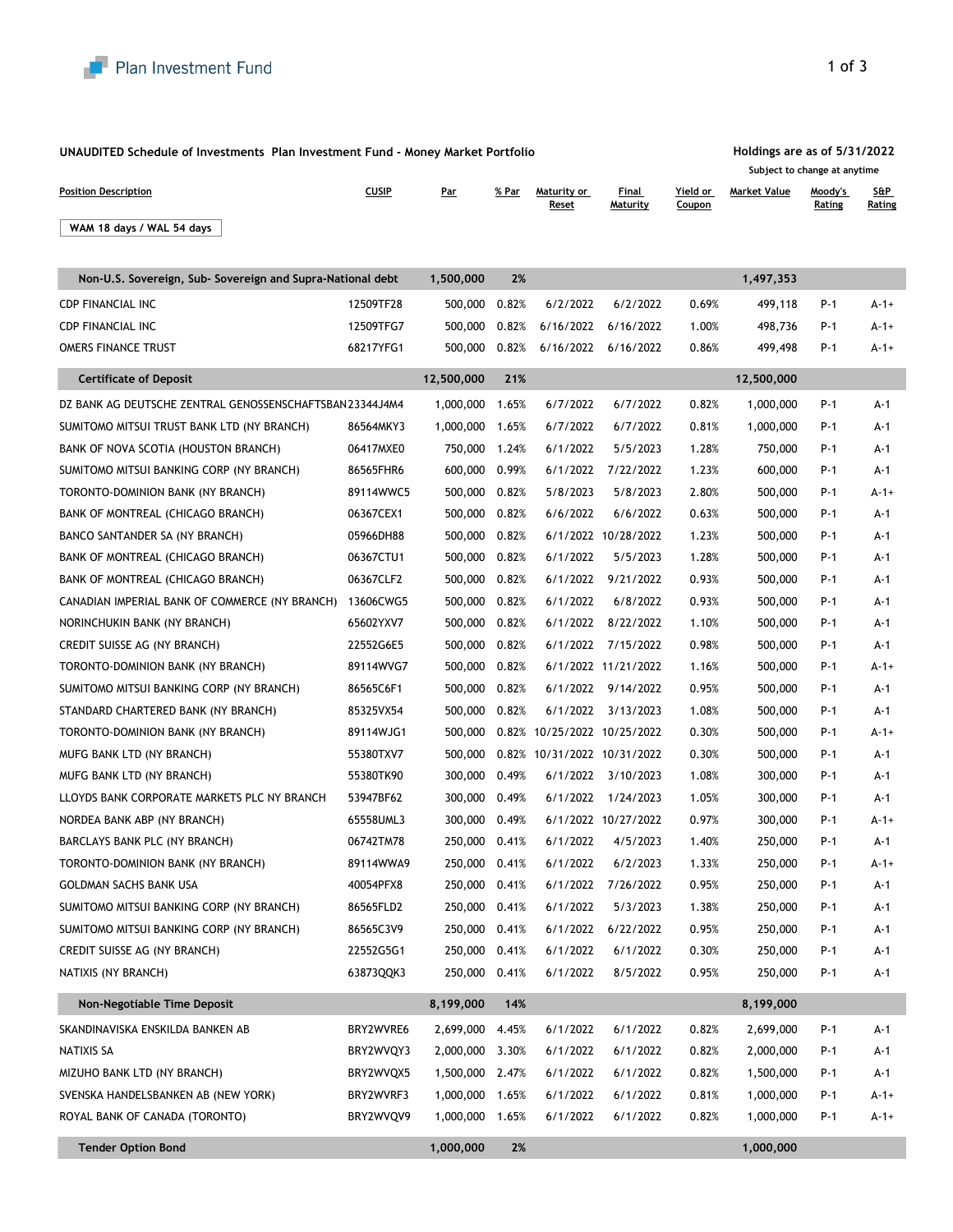Plan Investment Fund

**UNAUDITED Schedule of Investments Plan Investment Fund - Money Market Portfolio**

**Holdings are as of 5/31/2022**

Subject to change at anytime

**WAM 18 days / WAL 54 days**

| Position Description | CUSIP | Par | % Par | Maturity or Reset | Final Maturity | Yield or Coupon | Market Value | Moody's Rating | S&P Rating |
|---|---|---|---|---|---|---|---|---|---|
| **Non-U.S. Sovereign, Sub- Sovereign and Supra-National debt** | | **1,500,000** | **2%** | | | | **1,497,353** | | |
| CDP FINANCIAL INC | 12509TF28 | 500,000 | 0.82% | 6/2/2022 | 6/2/2022 | 0.69% | 499,118 | P-1 | A-1+ |
| CDP FINANCIAL INC | 12509TFG7 | 500,000 | 0.82% | 6/16/2022 | 6/16/2022 | 1.00% | 498,736 | P-1 | A-1+ |
| OMERS FINANCE TRUST | 68217YFG1 | 500,000 | 0.82% | 6/16/2022 | 6/16/2022 | 0.86% | 499,498 | P-1 | A-1+ |
| **Certificate of Deposit** | | **12,500,000** | **21%** | | | | **12,500,000** | | |
| DZ BANK AG DEUTSCHE ZENTRAL GENOSSENSCHAFTSBAN | 23344J4M4 | 1,000,000 | 1.65% | 6/7/2022 | 6/7/2022 | 0.82% | 1,000,000 | P-1 | A-1 |
| SUMITOMO MITSUI TRUST BANK LTD (NY BRANCH) | 86564MKY3 | 1,000,000 | 1.65% | 6/7/2022 | 6/7/2022 | 0.81% | 1,000,000 | P-1 | A-1 |
| BANK OF NOVA SCOTIA (HOUSTON BRANCH) | 06417MXE0 | 750,000 | 1.24% | 6/1/2022 | 5/5/2023 | 1.28% | 750,000 | P-1 | A-1 |
| SUMITOMO MITSUI BANKING CORP (NY BRANCH) | 86565FHR6 | 600,000 | 0.99% | 6/1/2022 | 7/22/2022 | 1.23% | 600,000 | P-1 | A-1 |
| TORONTO-DOMINION BANK (NY BRANCH) | 89114WWC5 | 500,000 | 0.82% | 5/8/2023 | 5/8/2023 | 2.80% | 500,000 | P-1 | A-1+ |
| BANK OF MONTREAL (CHICAGO BRANCH) | 06367CEX1 | 500,000 | 0.82% | 6/6/2022 | 6/6/2022 | 0.63% | 500,000 | P-1 | A-1 |
| BANCO SANTANDER SA (NY BRANCH) | 05966DH88 | 500,000 | 0.82% | 6/1/2022 | 10/28/2022 | 1.23% | 500,000 | P-1 | A-1 |
| BANK OF MONTREAL (CHICAGO BRANCH) | 06367CTU1 | 500,000 | 0.82% | 6/1/2022 | 5/5/2023 | 1.28% | 500,000 | P-1 | A-1 |
| BANK OF MONTREAL (CHICAGO BRANCH) | 06367CLF2 | 500,000 | 0.82% | 6/1/2022 | 9/21/2022 | 0.93% | 500,000 | P-1 | A-1 |
| CANADIAN IMPERIAL BANK OF COMMERCE (NY BRANCH) | 13606CWG5 | 500,000 | 0.82% | 6/1/2022 | 6/8/2022 | 0.93% | 500,000 | P-1 | A-1 |
| NORINCHUKIN BANK (NY BRANCH) | 65602YXV7 | 500,000 | 0.82% | 6/1/2022 | 8/22/2022 | 1.10% | 500,000 | P-1 | A-1 |
| CREDIT SUISSE AG (NY BRANCH) | 22552G6E5 | 500,000 | 0.82% | 6/1/2022 | 7/15/2022 | 0.98% | 500,000 | P-1 | A-1 |
| TORONTO-DOMINION BANK (NY BRANCH) | 89114WVG7 | 500,000 | 0.82% | 6/1/2022 | 11/21/2022 | 1.16% | 500,000 | P-1 | A-1+ |
| SUMITOMO MITSUI BANKING CORP (NY BRANCH) | 86565C6F1 | 500,000 | 0.82% | 6/1/2022 | 9/14/2022 | 0.95% | 500,000 | P-1 | A-1 |
| STANDARD CHARTERED BANK (NY BRANCH) | 85325VX54 | 500,000 | 0.82% | 6/1/2022 | 3/13/2023 | 1.08% | 500,000 | P-1 | A-1 |
| TORONTO-DOMINION BANK (NY BRANCH) | 89114WJG1 | 500,000 | 0.82% | 10/25/2022 | 10/25/2022 | 0.30% | 500,000 | P-1 | A-1+ |
| MUFG BANK LTD (NY BRANCH) | 55380TXV7 | 500,000 | 0.82% | 10/31/2022 | 10/31/2022 | 0.30% | 500,000 | P-1 | A-1 |
| MUFG BANK LTD (NY BRANCH) | 55380TK90 | 300,000 | 0.49% | 6/1/2022 | 3/10/2023 | 1.08% | 300,000 | P-1 | A-1 |
| LLOYDS BANK CORPORATE MARKETS PLC NY BRANCH | 53947BF62 | 300,000 | 0.49% | 6/1/2022 | 1/24/2023 | 1.05% | 300,000 | P-1 | A-1 |
| NORDEA BANK ABP (NY BRANCH) | 65558UML3 | 300,000 | 0.49% | 6/1/2022 | 10/27/2022 | 0.97% | 300,000 | P-1 | A-1+ |
| BARCLAYS BANK PLC (NY BRANCH) | 06742TM78 | 250,000 | 0.41% | 6/1/2022 | 4/5/2023 | 1.40% | 250,000 | P-1 | A-1 |
| TORONTO-DOMINION BANK (NY BRANCH) | 89114WWA9 | 250,000 | 0.41% | 6/1/2022 | 6/2/2023 | 1.33% | 250,000 | P-1 | A-1+ |
| GOLDMAN SACHS BANK USA | 40054PFX8 | 250,000 | 0.41% | 6/1/2022 | 7/26/2022 | 0.95% | 250,000 | P-1 | A-1 |
| SUMITOMO MITSUI BANKING CORP (NY BRANCH) | 86565FLD2 | 250,000 | 0.41% | 6/1/2022 | 5/3/2023 | 1.38% | 250,000 | P-1 | A-1 |
| SUMITOMO MITSUI BANKING CORP (NY BRANCH) | 86565C3V9 | 250,000 | 0.41% | 6/1/2022 | 6/22/2022 | 0.95% | 250,000 | P-1 | A-1 |
| CREDIT SUISSE AG (NY BRANCH) | 22552G5G1 | 250,000 | 0.41% | 6/1/2022 | 6/1/2022 | 0.30% | 250,000 | P-1 | A-1 |
| NATIXIS (NY BRANCH) | 63873QQK3 | 250,000 | 0.41% | 6/1/2022 | 8/5/2022 | 0.95% | 250,000 | P-1 | A-1 |
| **Non-Negotiable Time Deposit** | | **8,199,000** | **14%** | | | | **8,199,000** | | |
| SKANDINAVISKA ENSKILDA BANKEN AB | BRY2WVRE6 | 2,699,000 | 4.45% | 6/1/2022 | 6/1/2022 | 0.82% | 2,699,000 | P-1 | A-1 |
| NATIXIS SA | BRY2WVQY3 | 2,000,000 | 3.30% | 6/1/2022 | 6/1/2022 | 0.82% | 2,000,000 | P-1 | A-1 |
| MIZUHO BANK LTD (NY BRANCH) | BRY2WVQX5 | 1,500,000 | 2.47% | 6/1/2022 | 6/1/2022 | 0.82% | 1,500,000 | P-1 | A-1 |
| SVENSKA HANDELSBANKEN AB (NEW YORK) | BRY2WVRF3 | 1,000,000 | 1.65% | 6/1/2022 | 6/1/2022 | 0.81% | 1,000,000 | P-1 | A-1+ |
| ROYAL BANK OF CANADA (TORONTO) | BRY2WVQV9 | 1,000,000 | 1.65% | 6/1/2022 | 6/1/2022 | 0.82% | 1,000,000 | P-1 | A-1+ |
| **Tender Option Bond** | | **1,000,000** | **2%** | | | | **1,000,000** | | |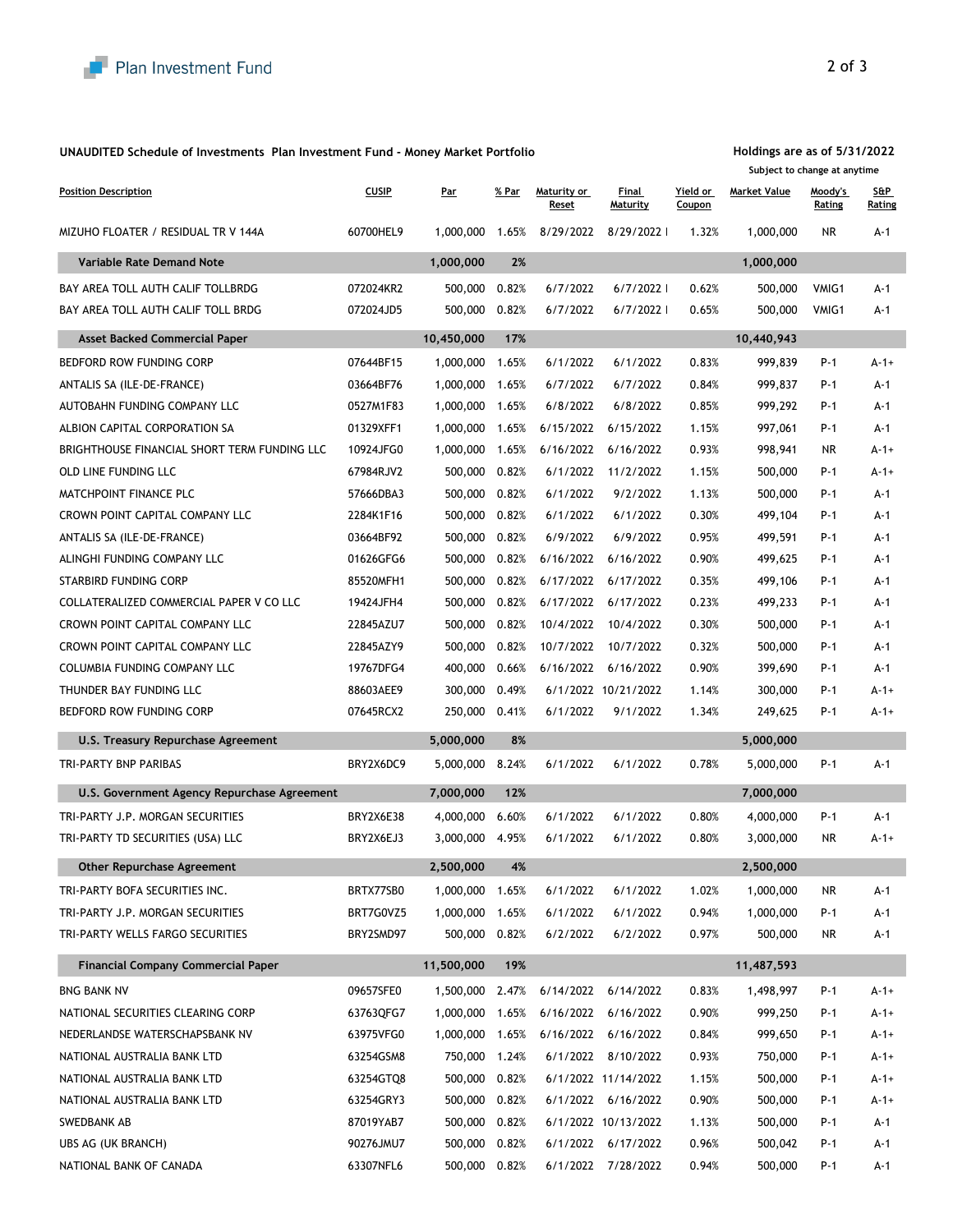**UNAUDITED Schedule of Investments Plan Investment Fund - Money Market Portfolio**

**Holdings are as of 5/31/2022**
Subject to change at anytime

| Position Description | CUSIP | Par | % Par | Maturity or Reset | Final Maturity | Yield or Coupon | Market Value | Moody's Rating | S&P Rating |
|---|---|---|---|---|---|---|---|---|---|
| MIZUHO FLOATER / RESIDUAL TR V 144A | 60700HEL9 | 1,000,000 | 1.65% | 8/29/2022 | 8/29/2022 I | 1.32% | 1,000,000 | NR | A-1 |
| **Variable Rate Demand Note** | | **1,000,000** | **2%** | | | | **1,000,000** | | |
| BAY AREA TOLL AUTH CALIF TOLLBRDG | 072024KR2 | 500,000 | 0.82% | 6/7/2022 | 6/7/2022 I | 0.62% | 500,000 | VMIG1 | A-1 |
| BAY AREA TOLL AUTH CALIF TOLL BRDG | 072024JD5 | 500,000 | 0.82% | 6/7/2022 | 6/7/2022 I | 0.65% | 500,000 | VMIG1 | A-1 |
| **Asset Backed Commercial Paper** | | **10,450,000** | **17%** | | | | **10,440,943** | | |
| BEDFORD ROW FUNDING CORP | 07644BF15 | 1,000,000 | 1.65% | 6/1/2022 | 6/1/2022 | 0.83% | 999,839 | P-1 | A-1+ |
| ANTALIS SA (ILE-DE-FRANCE) | 03664BF76 | 1,000,000 | 1.65% | 6/7/2022 | 6/7/2022 | 0.84% | 999,837 | P-1 | A-1 |
| AUTOBAHN FUNDING COMPANY LLC | 0527M1F83 | 1,000,000 | 1.65% | 6/8/2022 | 6/8/2022 | 0.85% | 999,292 | P-1 | A-1 |
| ALBION CAPITAL CORPORATION SA | 01329XFF1 | 1,000,000 | 1.65% | 6/15/2022 | 6/15/2022 | 1.15% | 997,061 | P-1 | A-1 |
| BRIGHTHOUSE FINANCIAL SHORT TERM FUNDING LLC | 10924JFG0 | 1,000,000 | 1.65% | 6/16/2022 | 6/16/2022 | 0.93% | 998,941 | NR | A-1+ |
| OLD LINE FUNDING LLC | 67984RJV2 | 500,000 | 0.82% | 6/1/2022 | 11/2/2022 | 1.15% | 500,000 | P-1 | A-1+ |
| MATCHPOINT FINANCE PLC | 57666DBA3 | 500,000 | 0.82% | 6/1/2022 | 9/2/2022 | 1.13% | 500,000 | P-1 | A-1 |
| CROWN POINT CAPITAL COMPANY LLC | 2284K1F16 | 500,000 | 0.82% | 6/1/2022 | 6/1/2022 | 0.30% | 499,104 | P-1 | A-1 |
| ANTALIS SA (ILE-DE-FRANCE) | 03664BF92 | 500,000 | 0.82% | 6/9/2022 | 6/9/2022 | 0.95% | 499,591 | P-1 | A-1 |
| ALINGHI FUNDING COMPANY LLC | 01626GFG6 | 500,000 | 0.82% | 6/16/2022 | 6/16/2022 | 0.90% | 499,625 | P-1 | A-1 |
| STARBIRD FUNDING CORP | 85520MFH1 | 500,000 | 0.82% | 6/17/2022 | 6/17/2022 | 0.35% | 499,106 | P-1 | A-1 |
| COLLATERALIZED COMMERCIAL PAPER V CO LLC | 19424JFH4 | 500,000 | 0.82% | 6/17/2022 | 6/17/2022 | 0.23% | 499,233 | P-1 | A-1 |
| CROWN POINT CAPITAL COMPANY LLC | 22845AZU7 | 500,000 | 0.82% | 10/4/2022 | 10/4/2022 | 0.30% | 500,000 | P-1 | A-1 |
| CROWN POINT CAPITAL COMPANY LLC | 22845AZY9 | 500,000 | 0.82% | 10/7/2022 | 10/7/2022 | 0.32% | 500,000 | P-1 | A-1 |
| COLUMBIA FUNDING COMPANY LLC | 19767DFG4 | 400,000 | 0.66% | 6/16/2022 | 6/16/2022 | 0.90% | 399,690 | P-1 | A-1 |
| THUNDER BAY FUNDING LLC | 88603AEE9 | 300,000 | 0.49% | 6/1/2022 | 10/21/2022 | 1.14% | 300,000 | P-1 | A-1+ |
| BEDFORD ROW FUNDING CORP | 07645RCX2 | 250,000 | 0.41% | 6/1/2022 | 9/1/2022 | 1.34% | 249,625 | P-1 | A-1+ |
| **U.S. Treasury Repurchase Agreement** | | **5,000,000** | **8%** | | | | **5,000,000** | | |
| TRI-PARTY BNP PARIBAS | BRY2X6DC9 | 5,000,000 | 8.24% | 6/1/2022 | 6/1/2022 | 0.78% | 5,000,000 | P-1 | A-1 |
| **U.S. Government Agency Repurchase Agreement** | | **7,000,000** | **12%** | | | | **7,000,000** | | |
| TRI-PARTY J.P. MORGAN SECURITIES | BRY2X6E38 | 4,000,000 | 6.60% | 6/1/2022 | 6/1/2022 | 0.80% | 4,000,000 | P-1 | A-1 |
| TRI-PARTY TD SECURITIES (USA) LLC | BRY2X6EJ3 | 3,000,000 | 4.95% | 6/1/2022 | 6/1/2022 | 0.80% | 3,000,000 | NR | A-1+ |
| **Other Repurchase Agreement** | | **2,500,000** | **4%** | | | | **2,500,000** | | |
| TRI-PARTY BOFA SECURITIES INC. | BRTX77SB0 | 1,000,000 | 1.65% | 6/1/2022 | 6/1/2022 | 1.02% | 1,000,000 | NR | A-1 |
| TRI-PARTY J.P. MORGAN SECURITIES | BRT7G0VZ5 | 1,000,000 | 1.65% | 6/1/2022 | 6/1/2022 | 0.94% | 1,000,000 | P-1 | A-1 |
| TRI-PARTY WELLS FARGO SECURITIES | BRY2SMD97 | 500,000 | 0.82% | 6/2/2022 | 6/2/2022 | 0.97% | 500,000 | NR | A-1 |
| **Financial Company Commercial Paper** | | **11,500,000** | **19%** | | | | **11,487,593** | | |
| BNG BANK NV | 09657SFE0 | 1,500,000 | 2.47% | 6/14/2022 | 6/14/2022 | 0.83% | 1,498,997 | P-1 | A-1+ |
| NATIONAL SECURITIES CLEARING CORP | 63763QFG7 | 1,000,000 | 1.65% | 6/16/2022 | 6/16/2022 | 0.90% | 999,250 | P-1 | A-1+ |
| NEDERLANDSE WATERSCHAPSBANK NV | 63975VFG0 | 1,000,000 | 1.65% | 6/16/2022 | 6/16/2022 | 0.84% | 999,650 | P-1 | A-1+ |
| NATIONAL AUSTRALIA BANK LTD | 63254GSM8 | 750,000 | 1.24% | 6/1/2022 | 8/10/2022 | 0.93% | 750,000 | P-1 | A-1+ |
| NATIONAL AUSTRALIA BANK LTD | 63254GTQ8 | 500,000 | 0.82% | 6/1/2022 | 11/14/2022 | 1.15% | 500,000 | P-1 | A-1+ |
| NATIONAL AUSTRALIA BANK LTD | 63254GRY3 | 500,000 | 0.82% | 6/1/2022 | 6/16/2022 | 0.90% | 500,000 | P-1 | A-1+ |
| SWEDBANK AB | 87019YAB7 | 500,000 | 0.82% | 6/1/2022 | 10/13/2022 | 1.13% | 500,000 | P-1 | A-1 |
| UBS AG (UK BRANCH) | 90276JMU7 | 500,000 | 0.82% | 6/1/2022 | 6/17/2022 | 0.96% | 500,042 | P-1 | A-1 |
| NATIONAL BANK OF CANADA | 63307NFL6 | 500,000 | 0.82% | 6/1/2022 | 7/28/2022 | 0.94% | 500,000 | P-1 | A-1 |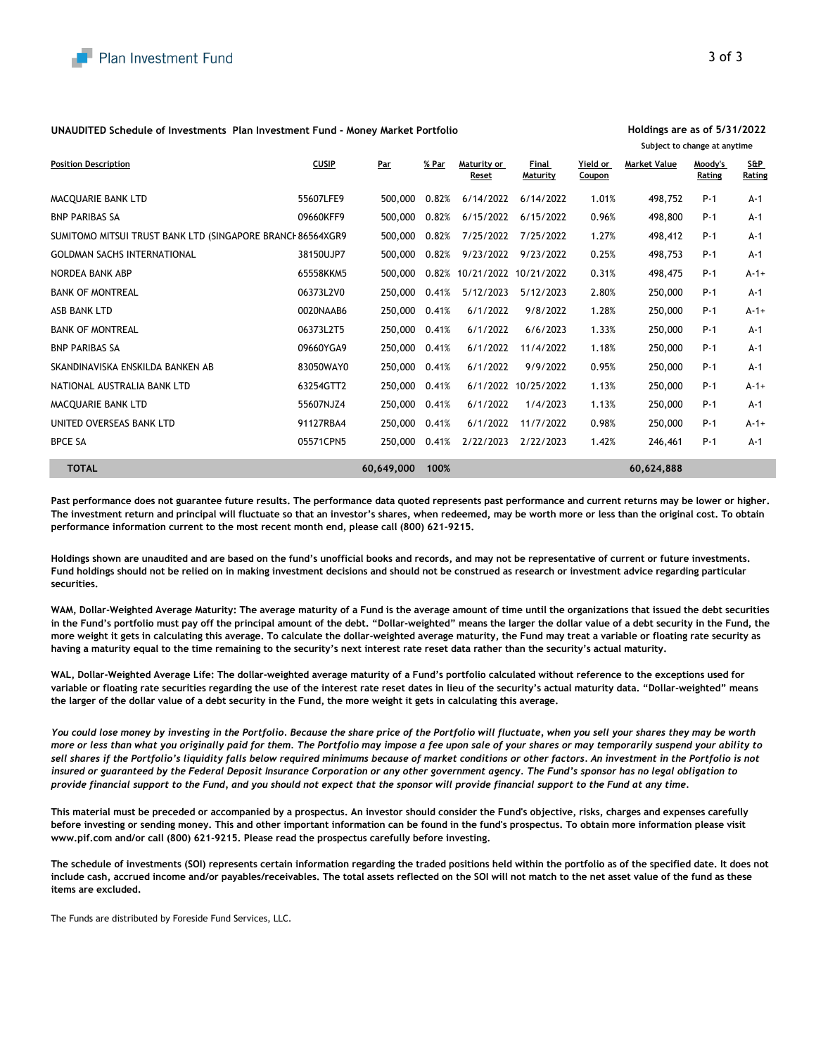**UNAUDITED Schedule of Investments Plan Investment Fund - Money Market Portfolio**

**Holdings are as of 5/31/2022**

Subject to change at anytime

| Position Description | CUSIP | Par | % Par | Maturity or Reset | Final Maturity | Yield or Coupon | Market Value | Moody's Rating | S&P Rating |
|---|---|---|---|---|---|---|---|---|---|
| MACQUARIE BANK LTD | 55607LFE9 | 500,000 | 0.82% | 6/14/2022 | 6/14/2022 | 1.01% | 498,752 | P-1 | A-1 |
| BNP PARIBAS SA | 09660KFF9 | 500,000 | 0.82% | 6/15/2022 | 6/15/2022 | 0.96% | 498,800 | P-1 | A-1 |
| SUMITOMO MITSUI TRUST BANK LTD (SINGAPORE BRANCH | 86564XGR9 | 500,000 | 0.82% | 7/25/2022 | 7/25/2022 | 1.27% | 498,412 | P-1 | A-1 |
| GOLDMAN SACHS INTERNATIONAL | 38150UJP7 | 500,000 | 0.82% | 9/23/2022 | 9/23/2022 | 0.25% | 498,753 | P-1 | A-1 |
| NORDEA BANK ABP | 65558KKM5 | 500,000 | 0.82% | 10/21/2022 | 10/21/2022 | 0.31% | 498,475 | P-1 | A-1+ |
| BANK OF MONTREAL | 06373L2V0 | 250,000 | 0.41% | 5/12/2023 | 5/12/2023 | 2.80% | 250,000 | P-1 | A-1 |
| ASB BANK LTD | 0020NAAB6 | 250,000 | 0.41% | 6/1/2022 | 9/8/2022 | 1.28% | 250,000 | P-1 | A-1+ |
| BANK OF MONTREAL | 06373L2T5 | 250,000 | 0.41% | 6/1/2022 | 6/6/2023 | 1.33% | 250,000 | P-1 | A-1 |
| BNP PARIBAS SA | 09660YGA9 | 250,000 | 0.41% | 6/1/2022 | 11/4/2022 | 1.18% | 250,000 | P-1 | A-1 |
| SKANDINAVISKA ENSKILDA BANKEN AB | 83050WAY0 | 250,000 | 0.41% | 6/1/2022 | 9/9/2022 | 0.95% | 250,000 | P-1 | A-1 |
| NATIONAL AUSTRALIA BANK LTD | 63254GTT2 | 250,000 | 0.41% | 6/1/2022 | 10/25/2022 | 1.13% | 250,000 | P-1 | A-1+ |
| MACQUARIE BANK LTD | 55607NJZ4 | 250,000 | 0.41% | 6/1/2022 | 1/4/2023 | 1.13% | 250,000 | P-1 | A-1 |
| UNITED OVERSEAS BANK LTD | 91127RBA4 | 250,000 | 0.41% | 6/1/2022 | 11/7/2022 | 0.98% | 250,000 | P-1 | A-1+ |
| BPCE SA | 05571CPN5 | 250,000 | 0.41% | 2/22/2023 | 2/22/2023 | 1.42% | 246,461 | P-1 | A-1 |
| **TOTAL** | | **60,649,000** | **100%** | | | | **60,624,888** | | |

**Past performance does not guarantee future results. The performance data quoted represents past performance and current returns may be lower or higher. The investment return and principal will fluctuate so that an investor's shares, when redeemed, may be worth more or less than the original cost. To obtain performance information current to the most recent month end, please call (800) 621-9215.**

**Holdings shown are unaudited and are based on the fund's unofficial books and records, and may not be representative of current or future investments. Fund holdings should not be relied on in making investment decisions and should not be construed as research or investment advice regarding particular securities.**

**WAM, Dollar-Weighted Average Maturity: The average maturity of a Fund is the average amount of time until the organizations that issued the debt securities in the Fund's portfolio must pay off the principal amount of the debt. "Dollar-weighted" means the larger the dollar value of a debt security in the Fund, the more weight it gets in calculating this average. To calculate the dollar-weighted average maturity, the Fund may treat a variable or floating rate security as having a maturity equal to the time remaining to the security's next interest rate reset data rather than the security's actual maturity.**

**WAL, Dollar-Weighted Average Life: The dollar-weighted average maturity of a Fund's portfolio calculated without reference to the exceptions used for variable or floating rate securities regarding the use of the interest rate reset dates in lieu of the security's actual maturity data. "Dollar-weighted" means the larger of the dollar value of a debt security in the Fund, the more weight it gets in calculating this average.**

***You could lose money by investing in the Portfolio. Because the share price of the Portfolio will fluctuate, when you sell your shares they may be worth more or less than what you originally paid for them. The Portfolio may impose a fee upon sale of your shares or may temporarily suspend your ability to sell shares if the Portfolio's liquidity falls below required minimums because of market conditions or other factors. An investment in the Portfolio is not insured or guaranteed by the Federal Deposit Insurance Corporation or any other government agency. The Fund's sponsor has no legal obligation to provide financial support to the Fund, and you should not expect that the sponsor will provide financial support to the Fund at any time.***

**This material must be preceded or accompanied by a prospectus. An investor should consider the Fund's objective, risks, charges and expenses carefully before investing or sending money. This and other important information can be found in the fund's prospectus. To obtain more information please visit www.pif.com and/or call (800) 621-9215. Please read the prospectus carefully before investing.**

**The schedule of investments (SOI) represents certain information regarding the traded positions held within the portfolio as of the specified date. It does not include cash, accrued income and/or payables/receivables. The total assets reflected on the SOI will not match to the net asset value of the fund as these items are excluded.**

The Funds are distributed by Foreside Fund Services, LLC.